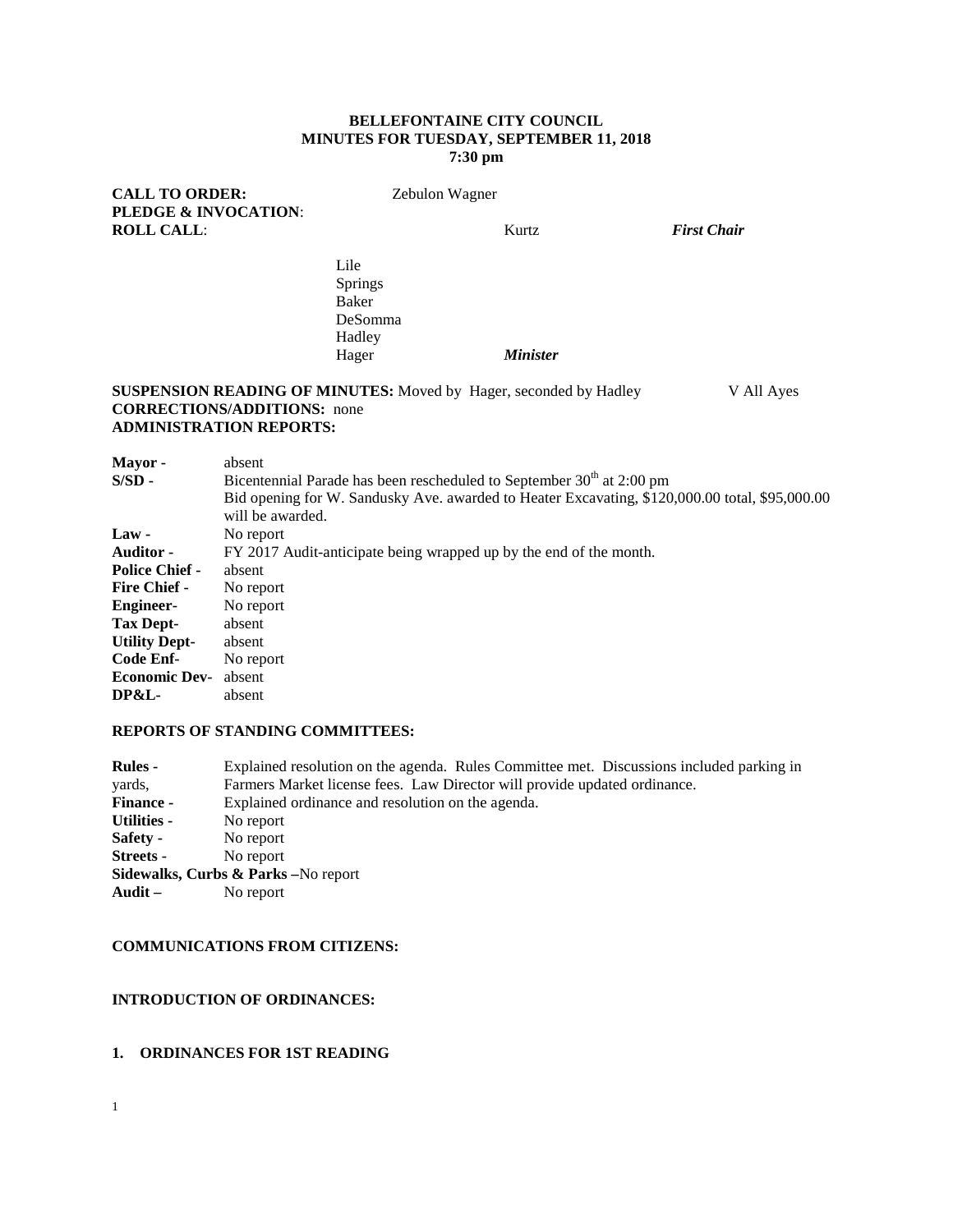**BELLEFONTAINE CITY COUNCIL**
**MINUTES FOR TUESDAY, SEPTEMBER 11, 2018**
**7:30 pm**

**CALL TO ORDER:** Zebulon Wagner
**PLEDGE & INVOCATION**:
**ROLL CALL**: Kurtz *First Chair*

Lile
Springs
Baker
DeSomma
Hadley
Hager *Minister*

**SUSPENSION READING OF MINUTES:** Moved by Hager, seconded by Hadley V All Ayes
**CORRECTIONS/ADDITIONS:** none
**ADMINISTRATION REPORTS:**

| | |
|---|---|
| **Mayor -** | absent |
| **S/SD -** | Bicentennial Parade has been rescheduled to September 30th at 2:00 pm<br>Bid opening for W. Sandusky Ave. awarded to Heater Excavating, $120,000.00 total, $95,000.00 will be awarded. |
| **Law -** | No report |
| **Auditor -** | FY 2017 Audit-anticipate being wrapped up by the end of the month. |
| **Police Chief -** | absent |
| **Fire Chief -** | No report |
| **Engineer-** | No report |
| **Tax Dept-** | absent |
| **Utility Dept-** | absent |
| **Code Enf-** | No report |
| **Economic Dev-** | absent |
| **DP&L-** | absent |

**REPORTS OF STANDING COMMITTEES:**

| | |
|---|---|
| **Rules -** | Explained resolution on the agenda. Rules Committee met. Discussions included parking in yards, Farmers Market license fees. Law Director will provide updated ordinance. |
| **Finance -** | Explained ordinance and resolution on the agenda. |
| **Utilities -** | No report |
| **Safety -** | No report |
| **Streets -** | No report |
| **Sidewalks, Curbs & Parks –** | No report |
| **Audit –** | No report |

**COMMUNICATIONS FROM CITIZENS:**

**INTRODUCTION OF ORDINANCES:**

**1. ORDINANCES FOR 1ST READING**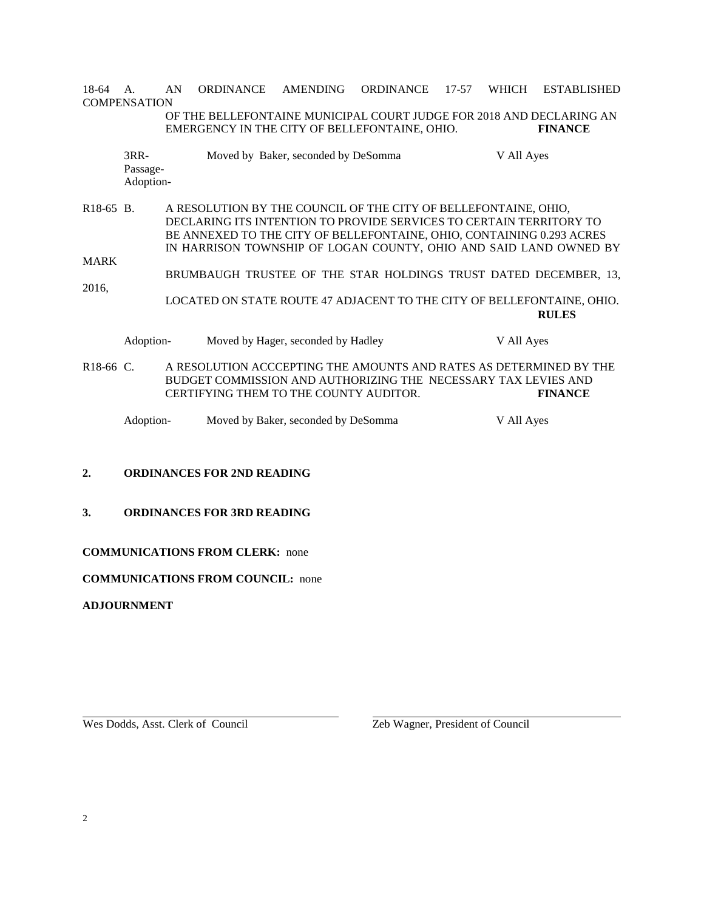18-64 A. AN ORDINANCE AMENDING ORDINANCE 17-57 WHICH ESTABLISHED COMPENSATION OF THE BELLEFONTAINE MUNICIPAL COURT JUDGE FOR 2018 AND DECLARING AN EMERGENCY IN THE CITY OF BELLEFONTAINE, OHIO. **FINANCE**

3RR-
Passage-
Adoption- Moved by Baker, seconded by DeSomma V All Ayes

R18-65 B. A RESOLUTION BY THE COUNCIL OF THE CITY OF BELLEFONTAINE, OHIO, DECLARING ITS INTENTION TO PROVIDE SERVICES TO CERTAIN TERRITORY TO BE ANNEXED TO THE CITY OF BELLEFONTAINE, OHIO, CONTAINING 0.293 ACRES IN HARRISON TOWNSHIP OF LOGAN COUNTY, OHIO AND SAID LAND OWNED BY MARK BRUMBAUGH TRUSTEE OF THE STAR HOLDINGS TRUST DATED DECEMBER, 13, 2016, LOCATED ON STATE ROUTE 47 ADJACENT TO THE CITY OF BELLEFONTAINE, OHIO. **RULES**

Adoption- Moved by Hager, seconded by Hadley V All Ayes

R18-66 C. A RESOLUTION ACCCEPTING THE AMOUNTS AND RATES AS DETERMINED BY THE BUDGET COMMISSION AND AUTHORIZING THE NECESSARY TAX LEVIES AND CERTIFYING THEM TO THE COUNTY AUDITOR. **FINANCE**

Adoption- Moved by Baker, seconded by DeSomma V All Ayes

**2. ORDINANCES FOR 2ND READING**

**3. ORDINANCES FOR 3RD READING**

**COMMUNICATIONS FROM CLERK:** none

**COMMUNICATIONS FROM COUNCIL:** none

**ADJOURNMENT**

Wes Dodds, Asst. Clerk of Council

Zeb Wagner, President of Council